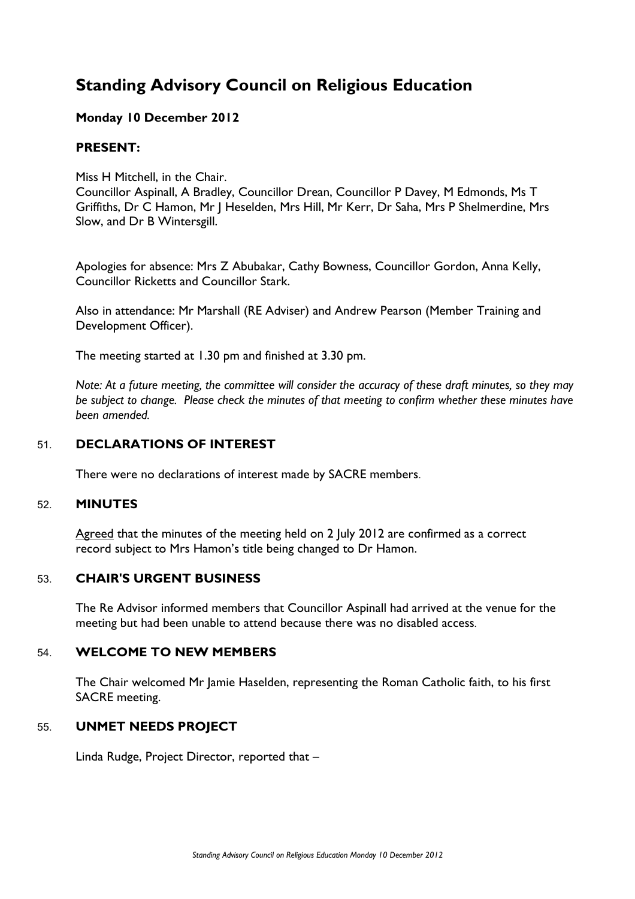# Standing Advisory Council on Religious Education

**Monday 10 December 2012**

**PRESENT:**

Miss H Mitchell, in the Chair.
Councillor Aspinall, A Bradley, Councillor Drean, Councillor P Davey, M Edmonds, Ms T Griffiths, Dr C Hamon, Mr J Heselden, Mrs Hill, Mr Kerr, Dr Saha, Mrs P Shelmerdine, Mrs Slow, and Dr B Wintersgill.

Apologies for absence: Mrs Z Abubakar, Cathy Bowness, Councillor Gordon, Anna Kelly, Councillor Ricketts and Councillor Stark.

Also in attendance: Mr Marshall (RE Adviser) and Andrew Pearson (Member Training and Development Officer).

The meeting started at 1.30 pm and finished at 3.30 pm.

*Note: At a future meeting, the committee will consider the accuracy of these draft minutes, so they may be subject to change. Please check the minutes of that meeting to confirm whether these minutes have been amended.*

## 51. DECLARATIONS OF INTEREST

There were no declarations of interest made by SACRE members.

## 52. MINUTES

Agreed that the minutes of the meeting held on 2 July 2012 are confirmed as a correct record subject to Mrs Hamon's title being changed to Dr Hamon.

## 53. CHAIR'S URGENT BUSINESS

The Re Advisor informed members that Councillor Aspinall had arrived at the venue for the meeting but had been unable to attend because there was no disabled access.

## 54. WELCOME TO NEW MEMBERS

The Chair welcomed Mr Jamie Haselden, representing the Roman Catholic faith, to his first SACRE meeting.

## 55. UNMET NEEDS PROJECT

Linda Rudge, Project Director, reported that –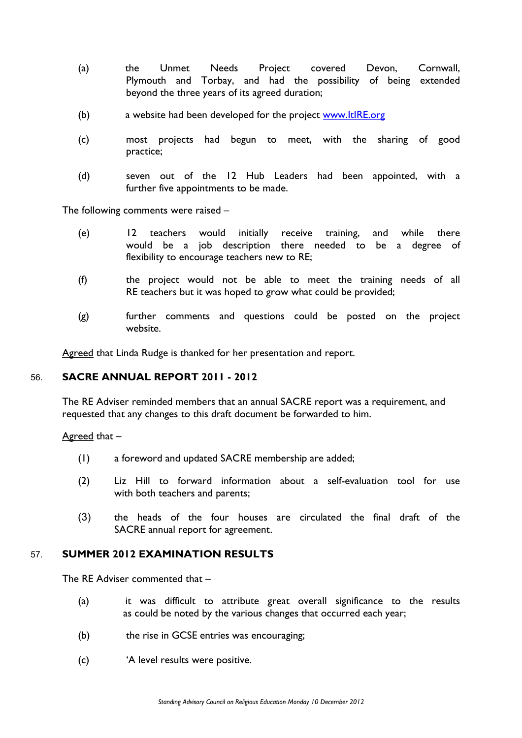(a) the Unmet Needs Project covered Devon, Cornwall, Plymouth and Torbay, and had the possibility of being extended beyond the three years of its agreed duration;

(b) a website had been developed for the project www.ltIRE.org

(c) most projects had begun to meet, with the sharing of good practice;

(d) seven out of the 12 Hub Leaders had been appointed, with a further five appointments to be made.

The following comments were raised –

(e) 12 teachers would initially receive training, and while there would be a job description there needed to be a degree of flexibility to encourage teachers new to RE;

(f) the project would not be able to meet the training needs of all RE teachers but it was hoped to grow what could be provided;

(g) further comments and questions could be posted on the project website.

Agreed that Linda Rudge is thanked for her presentation and report.

## 56. SACRE ANNUAL REPORT 2011 - 2012

The RE Adviser reminded members that an annual SACRE report was a requirement, and requested that any changes to this draft document be forwarded to him.

Agreed that –

(1) a foreword and updated SACRE membership are added;

(2) Liz Hill to forward information about a self-evaluation tool for use with both teachers and parents;

(3) the heads of the four houses are circulated the final draft of the SACRE annual report for agreement.

## 57. SUMMER 2012 EXAMINATION RESULTS

The RE Adviser commented that –

(a) it was difficult to attribute great overall significance to the results as could be noted by the various changes that occurred each year;

(b) the rise in GCSE entries was encouraging;

(c) 'A level results were positive.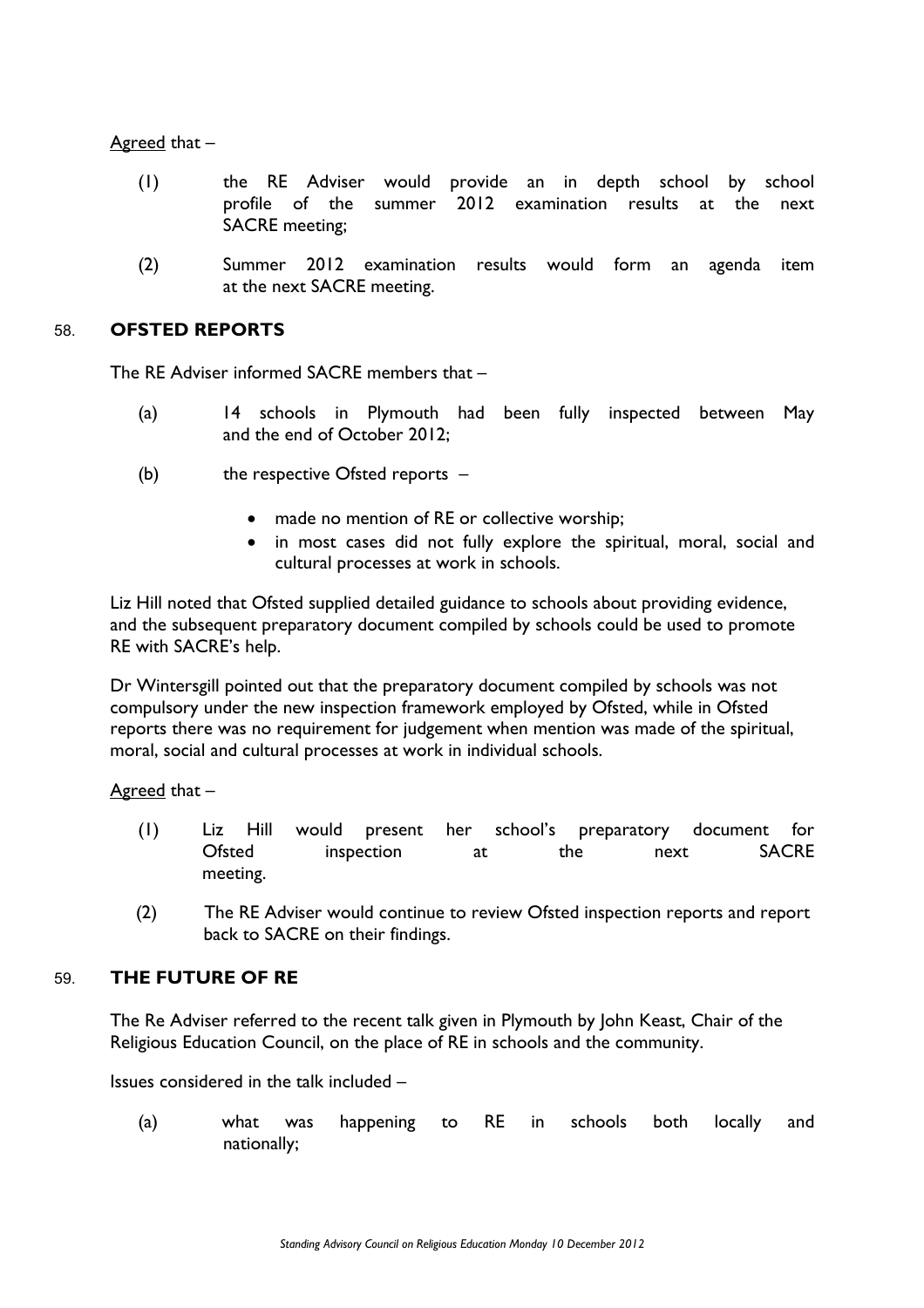Agreed that –

(1) the RE Adviser would provide an in depth school by school profile of the summer 2012 examination results at the next SACRE meeting;

(2) Summer 2012 examination results would form an agenda item at the next SACRE meeting.

## 58. OFSTED REPORTS

The RE Adviser informed SACRE members that –

(a) 14 schools in Plymouth had been fully inspected between May and the end of October 2012;

(b) the respective Ofsted reports –

- made no mention of RE or collective worship;
- in most cases did not fully explore the spiritual, moral, social and cultural processes at work in schools.

Liz Hill noted that Ofsted supplied detailed guidance to schools about providing evidence, and the subsequent preparatory document compiled by schools could be used to promote RE with SACRE's help.

Dr Wintersgill pointed out that the preparatory document compiled by schools was not compulsory under the new inspection framework employed by Ofsted, while in Ofsted reports there was no requirement for judgement when mention was made of the spiritual, moral, social and cultural processes at work in individual schools.

Agreed that –

(1) Liz Hill would present her school's preparatory document for Ofsted inspection at the next SACRE meeting.

(2) The RE Adviser would continue to review Ofsted inspection reports and report back to SACRE on their findings.

## 59. THE FUTURE OF RE

The Re Adviser referred to the recent talk given in Plymouth by John Keast, Chair of the Religious Education Council, on the place of RE in schools and the community.

Issues considered in the talk included –

(a) what was happening to RE in schools both locally and nationally;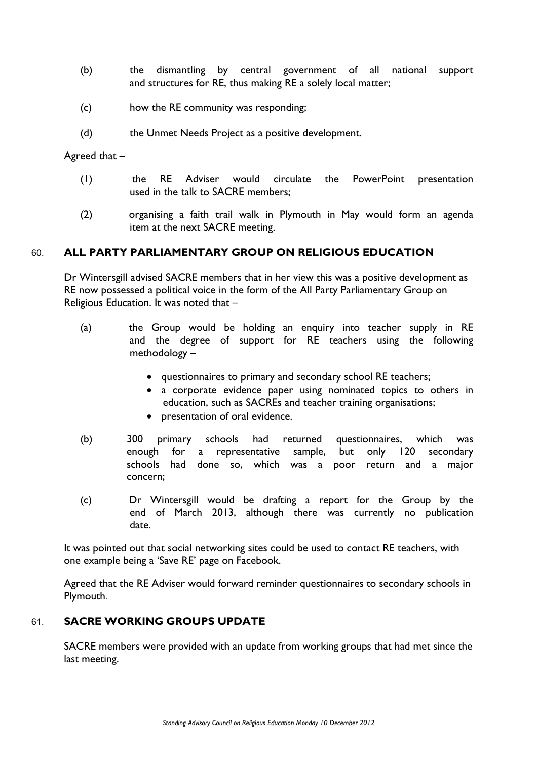(b) the dismantling by central government of all national support and structures for RE, thus making RE a solely local matter;

(c) how the RE community was responding;

(d) the Unmet Needs Project as a positive development.

Agreed that –

(1) the RE Adviser would circulate the PowerPoint presentation used in the talk to SACRE members;

(2) organising a faith trail walk in Plymouth in May would form an agenda item at the next SACRE meeting.

## 60. ALL PARTY PARLIAMENTARY GROUP ON RELIGIOUS EDUCATION

Dr Wintersgill advised SACRE members that in her view this was a positive development as RE now possessed a political voice in the form of the All Party Parliamentary Group on Religious Education. It was noted that –

(a) the Group would be holding an enquiry into teacher supply in RE and the degree of support for RE teachers using the following methodology –

- questionnaires to primary and secondary school RE teachers;
- a corporate evidence paper using nominated topics to others in education, such as SACREs and teacher training organisations;
- presentation of oral evidence.

(b) 300 primary schools had returned questionnaires, which was enough for a representative sample, but only 120 secondary schools had done so, which was a poor return and a major concern;

(c) Dr Wintersgill would be drafting a report for the Group by the end of March 2013, although there was currently no publication date.

It was pointed out that social networking sites could be used to contact RE teachers, with one example being a 'Save RE' page on Facebook.

Agreed that the RE Adviser would forward reminder questionnaires to secondary schools in Plymouth.

## 61. SACRE WORKING GROUPS UPDATE

SACRE members were provided with an update from working groups that had met since the last meeting.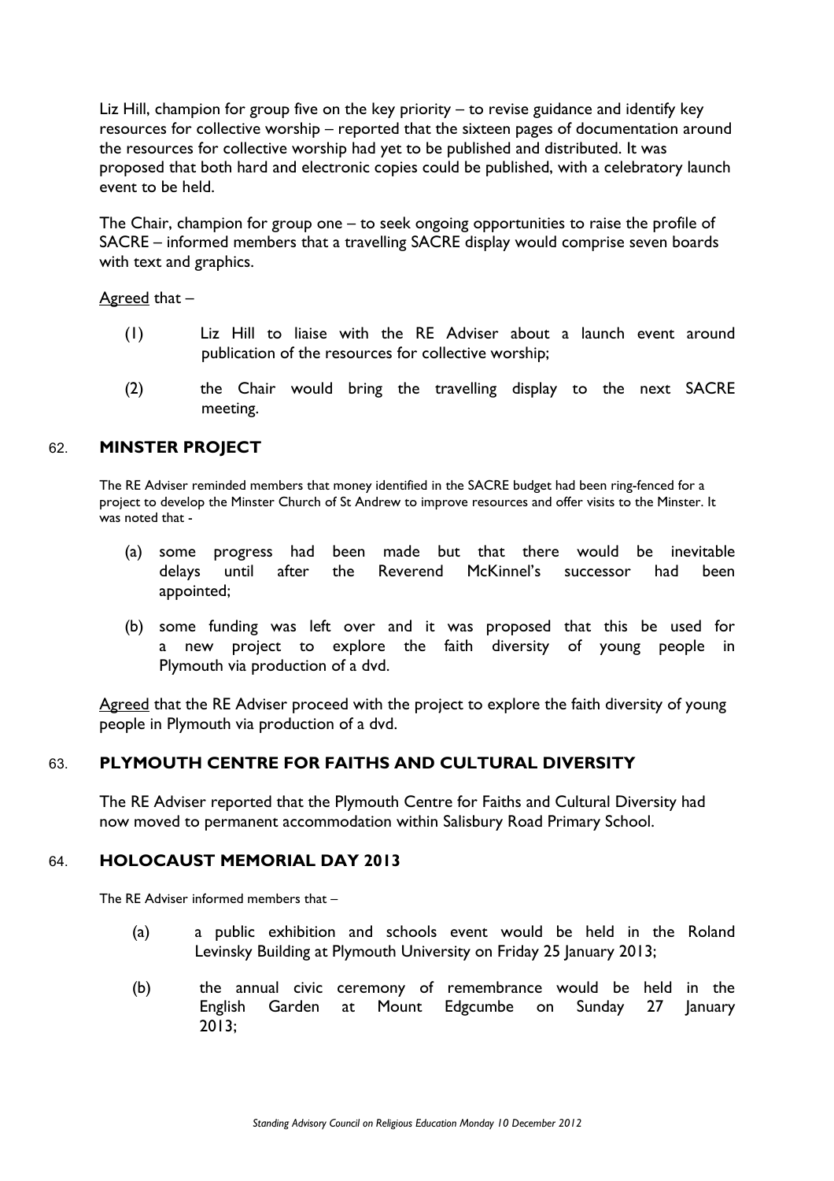Liz Hill, champion for group five on the key priority – to revise guidance and identify key resources for collective worship – reported that the sixteen pages of documentation around the resources for collective worship had yet to be published and distributed. It was proposed that both hard and electronic copies could be published, with a celebratory launch event to be held.

The Chair, champion for group one – to seek ongoing opportunities to raise the profile of SACRE – informed members that a travelling SACRE display would comprise seven boards with text and graphics.

Agreed that –

(1) Liz Hill to liaise with the RE Adviser about a launch event around publication of the resources for collective worship;

(2) the Chair would bring the travelling display to the next SACRE meeting.

## 62. MINSTER PROJECT

The RE Adviser reminded members that money identified in the SACRE budget had been ring-fenced for a project to develop the Minster Church of St Andrew to improve resources and offer visits to the Minster. It was noted that -

(a) some progress had been made but that there would be inevitable delays until after the Reverend McKinnel's successor had been appointed;

(b) some funding was left over and it was proposed that this be used for a new project to explore the faith diversity of young people in Plymouth via production of a dvd.

Agreed that the RE Adviser proceed with the project to explore the faith diversity of young people in Plymouth via production of a dvd.

## 63. PLYMOUTH CENTRE FOR FAITHS AND CULTURAL DIVERSITY

The RE Adviser reported that the Plymouth Centre for Faiths and Cultural Diversity had now moved to permanent accommodation within Salisbury Road Primary School.

## 64. HOLOCAUST MEMORIAL DAY 2013

The RE Adviser informed members that –

(a) a public exhibition and schools event would be held in the Roland Levinsky Building at Plymouth University on Friday 25 January 2013;

(b) the annual civic ceremony of remembrance would be held in the English Garden at Mount Edgcumbe on Sunday 27 January 2013;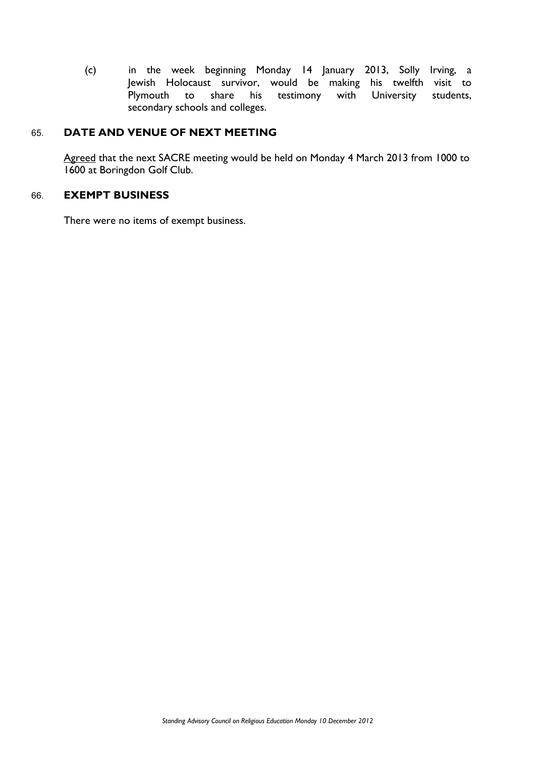(c) in the week beginning Monday 14 January 2013, Solly Irving, a Jewish Holocaust survivor, would be making his twelfth visit to Plymouth to share his testimony with University students, secondary schools and colleges.

## 65. DATE AND VENUE OF NEXT MEETING

Agreed that the next SACRE meeting would be held on Monday 4 March 2013 from 1000 to 1600 at Boringdon Golf Club.

## 66. EXEMPT BUSINESS

There were no items of exempt business.